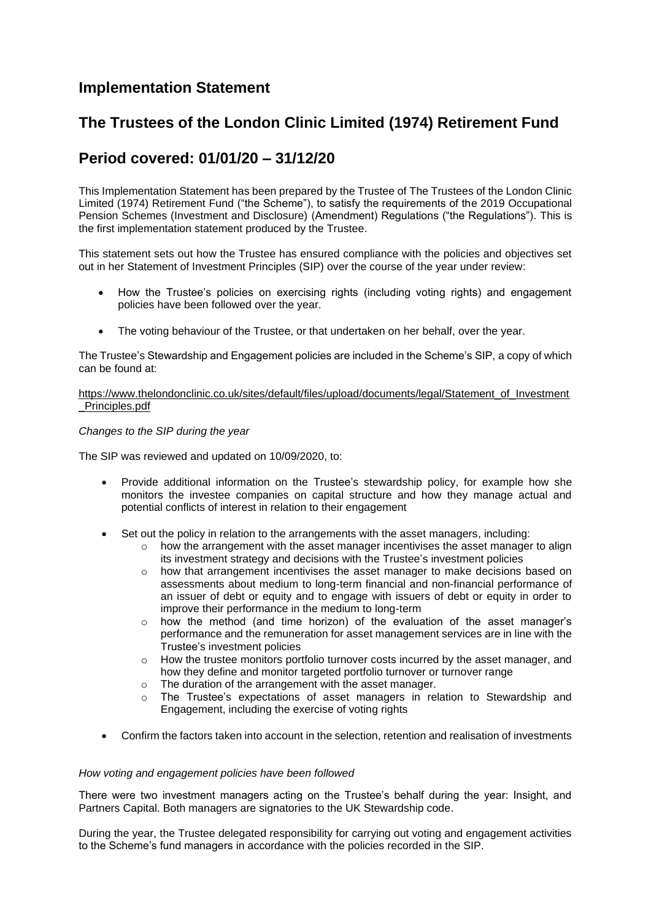## Implementation Statement

## The Trustees of the London Clinic Limited (1974) Retirement Fund

## Period covered: 01/01/20 – 31/12/20

This Implementation Statement has been prepared by the Trustee of The Trustees of the London Clinic Limited (1974) Retirement Fund ("the Scheme"), to satisfy the requirements of the 2019 Occupational Pension Schemes (Investment and Disclosure) (Amendment) Regulations ("the Regulations"). This is the first implementation statement produced by the Trustee.

This statement sets out how the Trustee has ensured compliance with the policies and objectives set out in her Statement of Investment Principles (SIP) over the course of the year under review:

- How the Trustee's policies on exercising rights (including voting rights) and engagement policies have been followed over the year.
- The voting behaviour of the Trustee, or that undertaken on her behalf, over the year.

The Trustee's Stewardship and Engagement policies are included in the Scheme's SIP, a copy of which can be found at:

https://www.thelondonclinic.co.uk/sites/default/files/upload/documents/legal/Statement_of_Investment_Principles.pdf

*Changes to the SIP during the year*

The SIP was reviewed and updated on 10/09/2020, to:

- Provide additional information on the Trustee's stewardship policy, for example how she monitors the investee companies on capital structure and how they manage actual and potential conflicts of interest in relation to their engagement
- Set out the policy in relation to the arrangements with the asset managers, including:
  - how the arrangement with the asset manager incentivises the asset manager to align its investment strategy and decisions with the Trustee's investment policies
  - how that arrangement incentivises the asset manager to make decisions based on assessments about medium to long-term financial and non-financial performance of an issuer of debt or equity and to engage with issuers of debt or equity in order to improve their performance in the medium to long-term
  - how the method (and time horizon) of the evaluation of the asset manager's performance and the remuneration for asset management services are in line with the Trustee's investment policies
  - How the trustee monitors portfolio turnover costs incurred by the asset manager, and how they define and monitor targeted portfolio turnover or turnover range
  - The duration of the arrangement with the asset manager.
  - The Trustee's expectations of asset managers in relation to Stewardship and Engagement, including the exercise of voting rights
- Confirm the factors taken into account in the selection, retention and realisation of investments

*How voting and engagement policies have been followed*

There were two investment managers acting on the Trustee's behalf during the year: Insight, and Partners Capital. Both managers are signatories to the UK Stewardship code.

During the year, the Trustee delegated responsibility for carrying out voting and engagement activities to the Scheme's fund managers in accordance with the policies recorded in the SIP.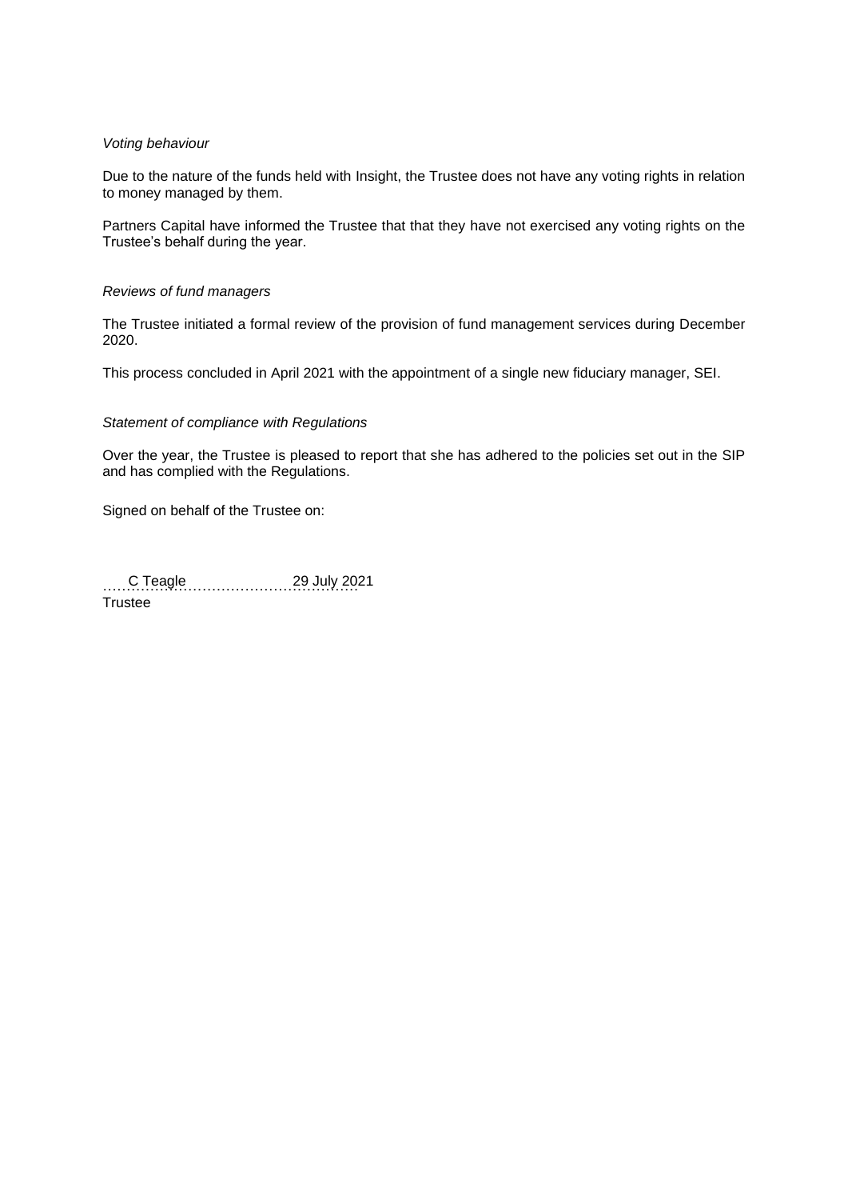*Voting behaviour*

Due to the nature of the funds held with Insight, the Trustee does not have any voting rights in relation to money managed by them.

Partners Capital have informed the Trustee that that they have not exercised any voting rights on the Trustee's behalf during the year.

*Reviews of fund managers*

The Trustee initiated a formal review of the provision of fund management services during December 2020.

This process concluded in April 2021 with the appointment of a single new fiduciary manager, SEI.

*Statement of compliance with Regulations*

Over the year, the Trustee is pleased to report that she has adhered to the policies set out in the SIP and has complied with the Regulations.

Signed on behalf of the Trustee on:

……C Teagle……………………29 July 2021
Trustee